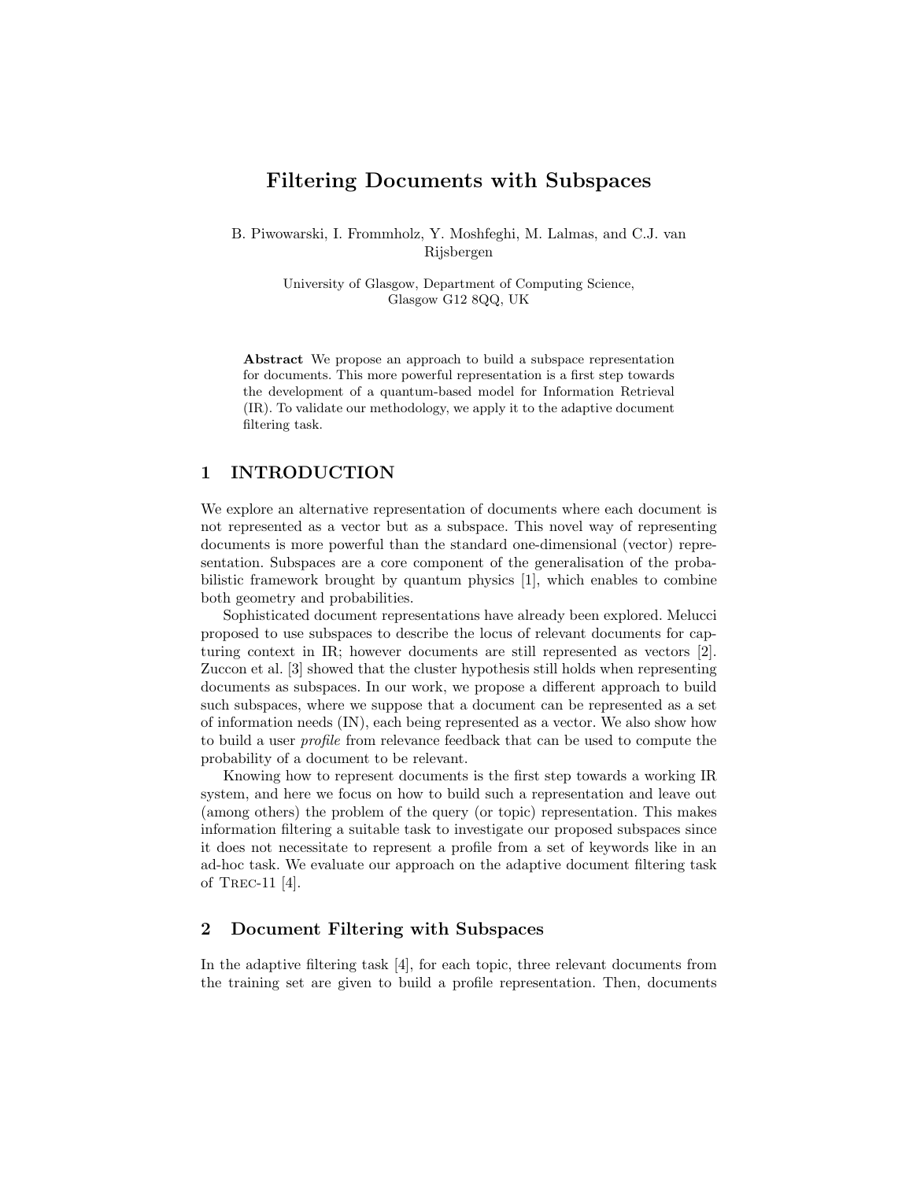# Filtering Documents with Subspaces

B. Piwowarski, I. Frommholz, Y. Moshfeghi, M. Lalmas, and C.J. van Rijsbergen

University of Glasgow, Department of Computing Science,
Glasgow G12 8QQ, UK

**Abstract** We propose an approach to build a subspace representation for documents. This more powerful representation is a first step towards the development of a quantum-based model for Information Retrieval (IR). To validate our methodology, we apply it to the adaptive document filtering task.

## 1 INTRODUCTION

We explore an alternative representation of documents where each document is not represented as a vector but as a subspace. This novel way of representing documents is more powerful than the standard one-dimensional (vector) representation. Subspaces are a core component of the generalisation of the probabilistic framework brought by quantum physics [1], which enables to combine both geometry and probabilities.

Sophisticated document representations have already been explored. Melucci proposed to use subspaces to describe the locus of relevant documents for capturing context in IR; however documents are still represented as vectors [2]. Zuccon et al. [3] showed that the cluster hypothesis still holds when representing documents as subspaces. In our work, we propose a different approach to build such subspaces, where we suppose that a document can be represented as a set of information needs (IN), each being represented as a vector. We also show how to build a user *profile* from relevance feedback that can be used to compute the probability of a document to be relevant.

Knowing how to represent documents is the first step towards a working IR system, and here we focus on how to build such a representation and leave out (among others) the problem of the query (or topic) representation. This makes information filtering a suitable task to investigate our proposed subspaces since it does not necessitate to represent a profile from a set of keywords like in an ad-hoc task. We evaluate our approach on the adaptive document filtering task of Trec-11 [4].

## 2 Document Filtering with Subspaces

In the adaptive filtering task [4], for each topic, three relevant documents from the training set are given to build a profile representation. Then, documents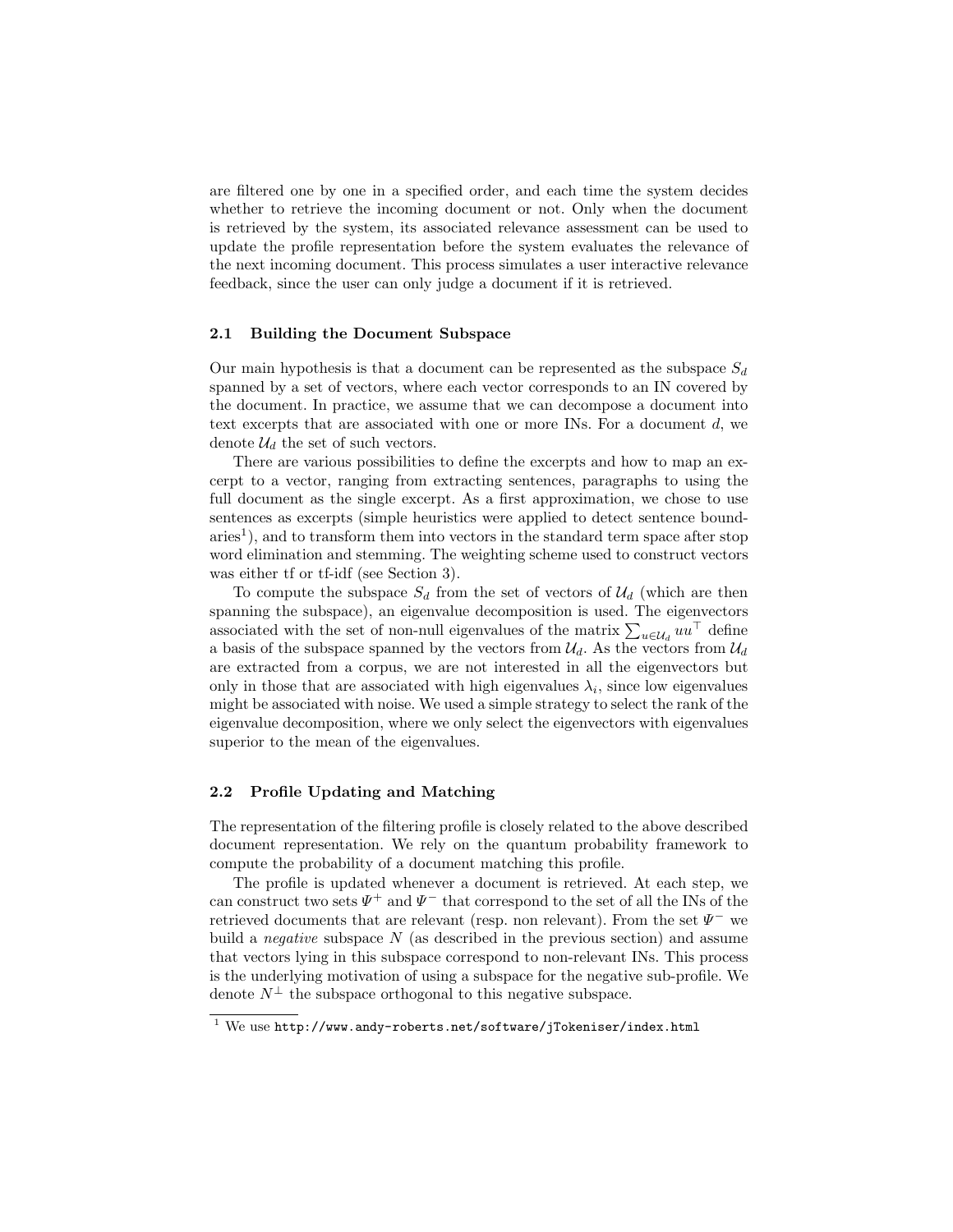are filtered one by one in a specified order, and each time the system decides whether to retrieve the incoming document or not. Only when the document is retrieved by the system, its associated relevance assessment can be used to update the profile representation before the system evaluates the relevance of the next incoming document. This process simulates a user interactive relevance feedback, since the user can only judge a document if it is retrieved.

### 2.1 Building the Document Subspace

Our main hypothesis is that a document can be represented as the subspace $S_d$ spanned by a set of vectors, where each vector corresponds to an IN covered by the document. In practice, we assume that we can decompose a document into text excerpts that are associated with one or more INs. For a document $d$, we denote $\mathcal{U}_d$ the set of such vectors.

There are various possibilities to define the excerpts and how to map an excerpt to a vector, ranging from extracting sentences, paragraphs to using the full document as the single excerpt. As a first approximation, we chose to use sentences as excerpts (simple heuristics were applied to detect sentence boundaries[1]), and to transform them into vectors in the standard term space after stop word elimination and stemming. The weighting scheme used to construct vectors was either tf or tf-idf (see Section 3).

To compute the subspace $S_d$ from the set of vectors of $\mathcal{U}_d$ (which are then spanning the subspace), an eigenvalue decomposition is used. The eigenvectors associated with the set of non-null eigenvalues of the matrix $\sum_{u \in \mathcal{U}_d} uu^\top$ define a basis of the subspace spanned by the vectors from $\mathcal{U}_d$. As the vectors from $\mathcal{U}_d$ are extracted from a corpus, we are not interested in all the eigenvectors but only in those that are associated with high eigenvalues $\lambda_i$, since low eigenvalues might be associated with noise. We used a simple strategy to select the rank of the eigenvalue decomposition, where we only select the eigenvectors with eigenvalues superior to the mean of the eigenvalues.

### 2.2 Profile Updating and Matching

The representation of the filtering profile is closely related to the above described document representation. We rely on the quantum probability framework to compute the probability of a document matching this profile.

The profile is updated whenever a document is retrieved. At each step, we can construct two sets $\Psi^+$ and $\Psi^-$ that correspond to the set of all the INs of the retrieved documents that are relevant (resp. non relevant). From the set $\Psi^-$ we build a *negative* subspace $N$ (as described in the previous section) and assume that vectors lying in this subspace correspond to non-relevant INs. This process is the underlying motivation of using a subspace for the negative sub-profile. We denote $N^\perp$ the subspace orthogonal to this negative subspace.

[1] We use http://www.andy-roberts.net/software/jTokeniser/index.html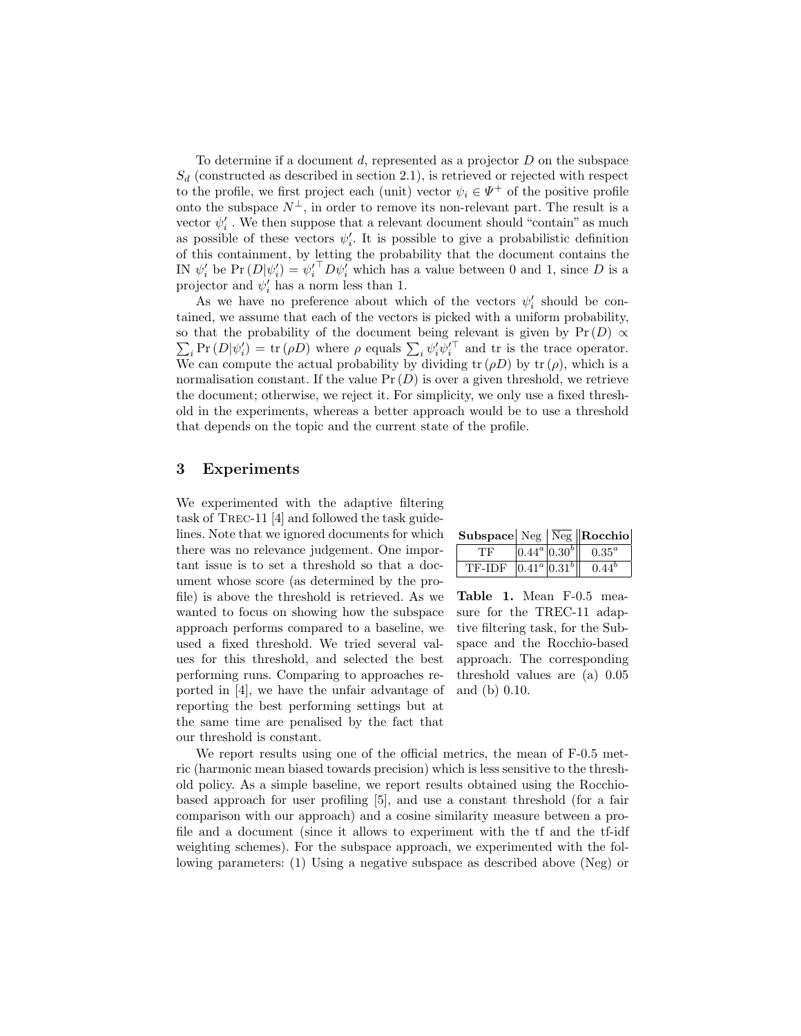To determine if a document $d$, represented as a projector $D$ on the subspace $S_d$ (constructed as described in section 2.1), is retrieved or rejected with respect to the profile, we first project each (unit) vector $\psi_i \in \Psi^+$ of the positive profile onto the subspace $N^\perp$, in order to remove its non-relevant part. The result is a vector $\psi'_i$. We then suppose that a relevant document should "contain" as much as possible of these vectors $\psi'_i$. It is possible to give a probabilistic definition of this containment, by letting the probability that the document contains the IN $\psi'_i$ be $\Pr(D|\psi'_i) = {\psi'_i}^\top D \psi'_i$ which has a value between 0 and 1, since $D$ is a projector and $\psi'_i$ has a norm less than 1.

As we have no preference about which of the vectors $\psi'_i$ should be contained, we assume that each of the vectors is picked with a uniform probability, so that the probability of the document being relevant is given by $\Pr(D) \propto \sum_i \Pr(D|\psi'_i) = \mathrm{tr}(\rho D)$ where $\rho$ equals $\sum_i \psi'_i {\psi'_i}^\top$ and tr is the trace operator. We can compute the actual probability by dividing $\mathrm{tr}(\rho D)$ by $\mathrm{tr}(\rho)$, which is a normalisation constant. If the value $\Pr(D)$ is over a given threshold, we retrieve the document; otherwise, we reject it. For simplicity, we only use a fixed threshold in the experiments, whereas a better approach would be to use a threshold that depends on the topic and the current state of the profile.

## 3 Experiments

We experimented with the adaptive filtering task of TREC-11 [4] and followed the task guidelines. Note that we ignored documents for which there was no relevance judgement. One important issue is to set a threshold so that a document whose score (as determined by the profile) is above the threshold is retrieved. As we wanted to focus on showing how the subspace approach performs compared to a baseline, we used a fixed threshold. We tried several values for this threshold, and selected the best performing runs. Comparing to approaches reported in [4], we have the unfair advantage of reporting the best performing settings but at the same time are penalised by the fact that our threshold is constant.

| **Subspace** | Neg | $\overline{\text{Neg}}$ | **Rocchio** |
|---|---|---|---|
| TF | $0.44^a$ | $0.30^b$ | $0.35^a$ |
| TF-IDF | $0.41^a$ | $0.31^b$ | $0.44^b$ |

**Table 1.** Mean F-0.5 measure for the TREC-11 adaptive filtering task, for the Subspace and the Rocchio-based approach. The corresponding threshold values are (a) 0.05 and (b) 0.10.

We report results using one of the official metrics, the mean of F-0.5 metric (harmonic mean biased towards precision) which is less sensitive to the threshold policy. As a simple baseline, we report results obtained using the Rocchio-based approach for user profiling [5], and use a constant threshold (for a fair comparison with our approach) and a cosine similarity measure between a profile and a document (since it allows to experiment with the tf and the tf-idf weighting schemes). For the subspace approach, we experimented with the following parameters: (1) Using a negative subspace as described above (Neg) or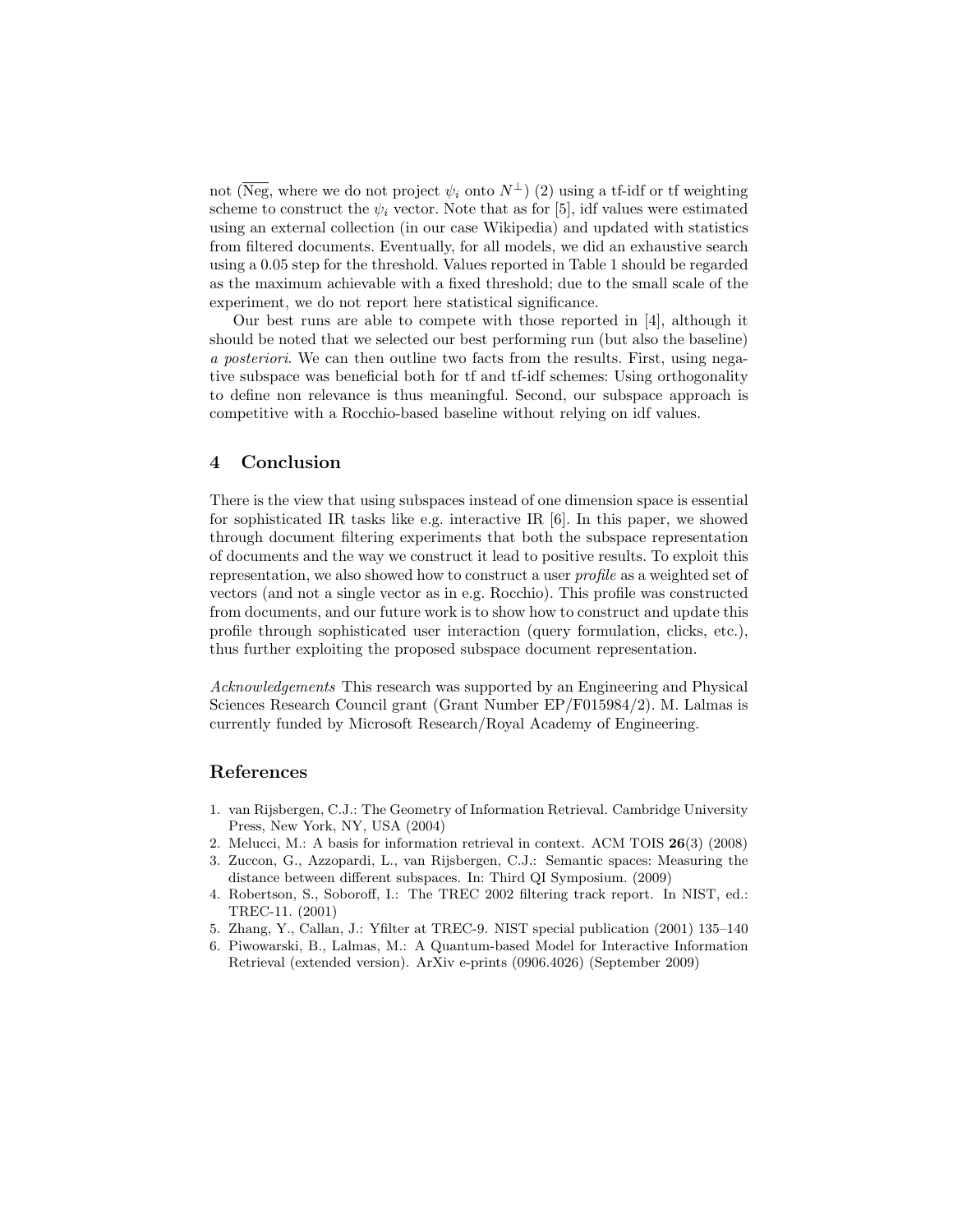not ($\overline{\text{Neg}}$, where we do not project $\psi_i$ onto $N^\perp$) (2) using a tf-idf or tf weighting scheme to construct the $\psi_i$ vector. Note that as for [5], idf values were estimated using an external collection (in our case Wikipedia) and updated with statistics from filtered documents. Eventually, for all models, we did an exhaustive search using a 0.05 step for the threshold. Values reported in Table 1 should be regarded as the maximum achievable with a fixed threshold; due to the small scale of the experiment, we do not report here statistical significance.

Our best runs are able to compete with those reported in [4], although it should be noted that we selected our best performing run (but also the baseline) *a posteriori*. We can then outline two facts from the results. First, using negative subspace was beneficial both for tf and tf-idf schemes: Using orthogonality to define non relevance is thus meaningful. Second, our subspace approach is competitive with a Rocchio-based baseline without relying on idf values.

## 4 Conclusion

There is the view that using subspaces instead of one dimension space is essential for sophisticated IR tasks like e.g. interactive IR [6]. In this paper, we showed through document filtering experiments that both the subspace representation of documents and the way we construct it lead to positive results. To exploit this representation, we also showed how to construct a user *profile* as a weighted set of vectors (and not a single vector as in e.g. Rocchio). This profile was constructed from documents, and our future work is to show how to construct and update this profile through sophisticated user interaction (query formulation, clicks, etc.), thus further exploiting the proposed subspace document representation.

*Acknowledgements* This research was supported by an Engineering and Physical Sciences Research Council grant (Grant Number EP/F015984/2). M. Lalmas is currently funded by Microsoft Research/Royal Academy of Engineering.

## References

1. van Rijsbergen, C.J.: The Geometry of Information Retrieval. Cambridge University Press, New York, NY, USA (2004)
2. Melucci, M.: A basis for information retrieval in context. ACM TOIS **26**(3) (2008)
3. Zuccon, G., Azzopardi, L., van Rijsbergen, C.J.: Semantic spaces: Measuring the distance between different subspaces. In: Third QI Symposium. (2009)
4. Robertson, S., Soboroff, I.: The TREC 2002 filtering track report. In NIST, ed.: TREC-11. (2001)
5. Zhang, Y., Callan, J.: Yfilter at TREC-9. NIST special publication (2001) 135–140
6. Piwowarski, B., Lalmas, M.: A Quantum-based Model for Interactive Information Retrieval (extended version). ArXiv e-prints (0906.4026) (September 2009)